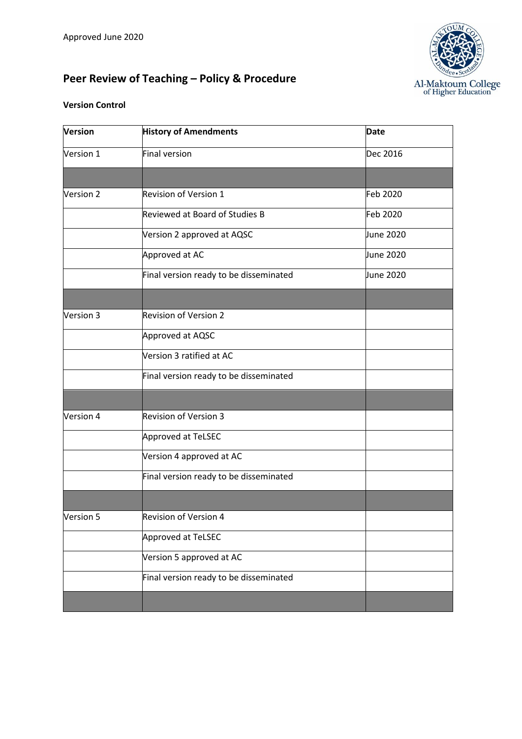Approved June 2020

# Peer Review of Teaching – Policy & Procedure

**Version Control**

| Version | History of Amendments | Date |
|---|---|---|
| Version 1 | Final version | Dec 2016 |
| | | |
| Version 2 | Revision of Version 1 | Feb 2020 |
| | Reviewed at Board of Studies B | Feb 2020 |
| | Version 2 approved at AQSC | June 2020 |
| | Approved at AC | June 2020 |
| | Final version ready to be disseminated | June 2020 |
| | | |
| Version 3 | Revision of Version 2 | |
| | Approved at AQSC | |
| | Version 3 ratified at AC | |
| | Final version ready to be disseminated | |
| | | |
| Version 4 | Revision of Version 3 | |
| | Approved at TeLSEC | |
| | Version 4 approved at AC | |
| | Final version ready to be disseminated | |
| | | |
| Version 5 | Revision of Version 4 | |
| | Approved at TeLSEC | |
| | Version 5 approved at AC | |
| | Final version ready to be disseminated | |
| | | |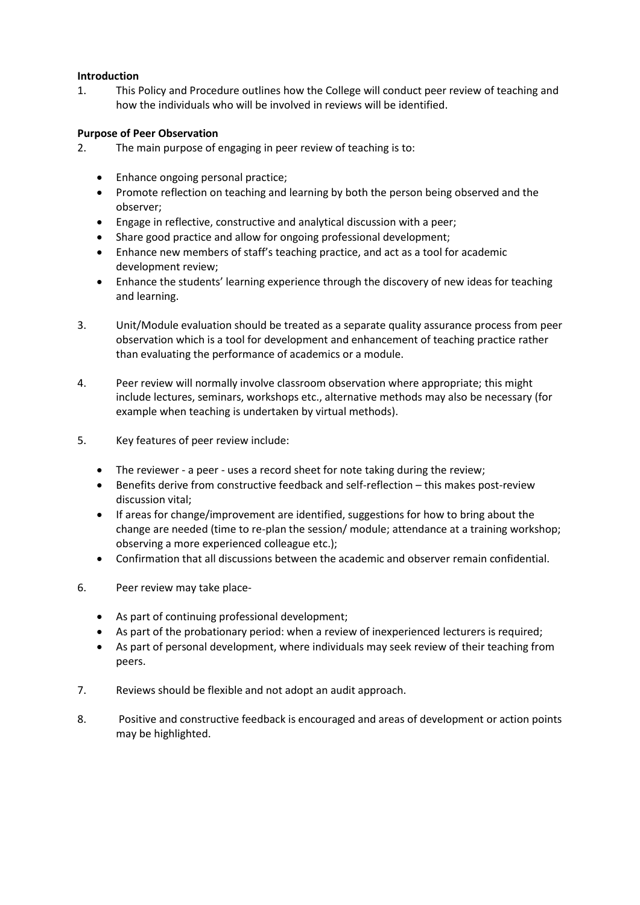**Introduction**

1. This Policy and Procedure outlines how the College will conduct peer review of teaching and how the individuals who will be involved in reviews will be identified.

**Purpose of Peer Observation**

2. The main purpose of engaging in peer review of teaching is to:

   - Enhance ongoing personal practice;
   - Promote reflection on teaching and learning by both the person being observed and the observer;
   - Engage in reflective, constructive and analytical discussion with a peer;
   - Share good practice and allow for ongoing professional development;
   - Enhance new members of staff's teaching practice, and act as a tool for academic development review;
   - Enhance the students' learning experience through the discovery of new ideas for teaching and learning.

3. Unit/Module evaluation should be treated as a separate quality assurance process from peer observation which is a tool for development and enhancement of teaching practice rather than evaluating the performance of academics or a module.

4. Peer review will normally involve classroom observation where appropriate; this might include lectures, seminars, workshops etc., alternative methods may also be necessary (for example when teaching is undertaken by virtual methods).

5. Key features of peer review include:

   - The reviewer - a peer - uses a record sheet for note taking during the review;
   - Benefits derive from constructive feedback and self-reflection – this makes post-review discussion vital;
   - If areas for change/improvement are identified, suggestions for how to bring about the change are needed (time to re-plan the session/ module; attendance at a training workshop; observing a more experienced colleague etc.);
   - Confirmation that all discussions between the academic and observer remain confidential.

6. Peer review may take place-

   - As part of continuing professional development;
   - As part of the probationary period: when a review of inexperienced lecturers is required;
   - As part of personal development, where individuals may seek review of their teaching from peers.

7. Reviews should be flexible and not adopt an audit approach.

8. Positive and constructive feedback is encouraged and areas of development or action points may be highlighted.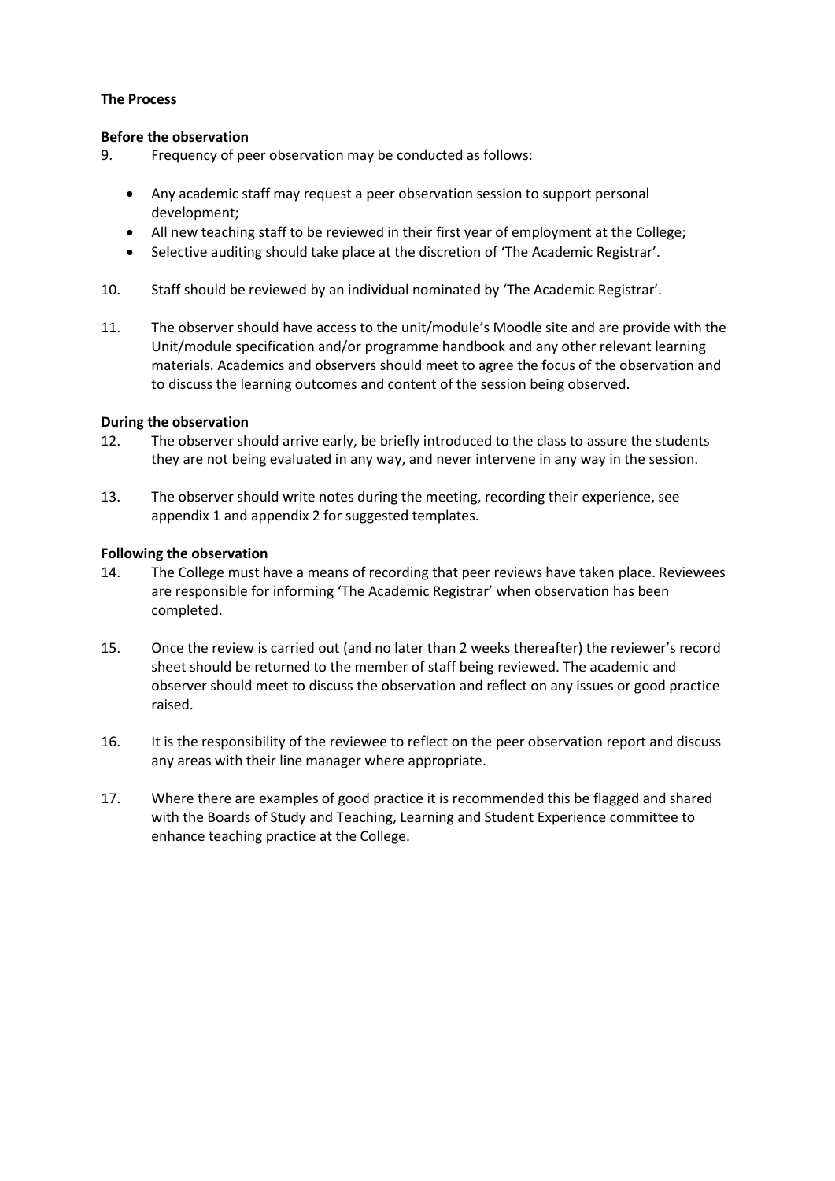**The Process**

**Before the observation**

9. Frequency of peer observation may be conducted as follows:

   - Any academic staff may request a peer observation session to support personal development;
   - All new teaching staff to be reviewed in their first year of employment at the College;
   - Selective auditing should take place at the discretion of 'The Academic Registrar'.

10. Staff should be reviewed by an individual nominated by 'The Academic Registrar'.

11. The observer should have access to the unit/module's Moodle site and are provide with the Unit/module specification and/or programme handbook and any other relevant learning materials. Academics and observers should meet to agree the focus of the observation and to discuss the learning outcomes and content of the session being observed.

**During the observation**

12. The observer should arrive early, be briefly introduced to the class to assure the students they are not being evaluated in any way, and never intervene in any way in the session.

13. The observer should write notes during the meeting, recording their experience, see appendix 1 and appendix 2 for suggested templates.

**Following the observation**

14. The College must have a means of recording that peer reviews have taken place. Reviewees are responsible for informing 'The Academic Registrar' when observation has been completed.

15. Once the review is carried out (and no later than 2 weeks thereafter) the reviewer's record sheet should be returned to the member of staff being reviewed. The academic and observer should meet to discuss the observation and reflect on any issues or good practice raised.

16. It is the responsibility of the reviewee to reflect on the peer observation report and discuss any areas with their line manager where appropriate.

17. Where there are examples of good practice it is recommended this be flagged and shared with the Boards of Study and Teaching, Learning and Student Experience committee to enhance teaching practice at the College.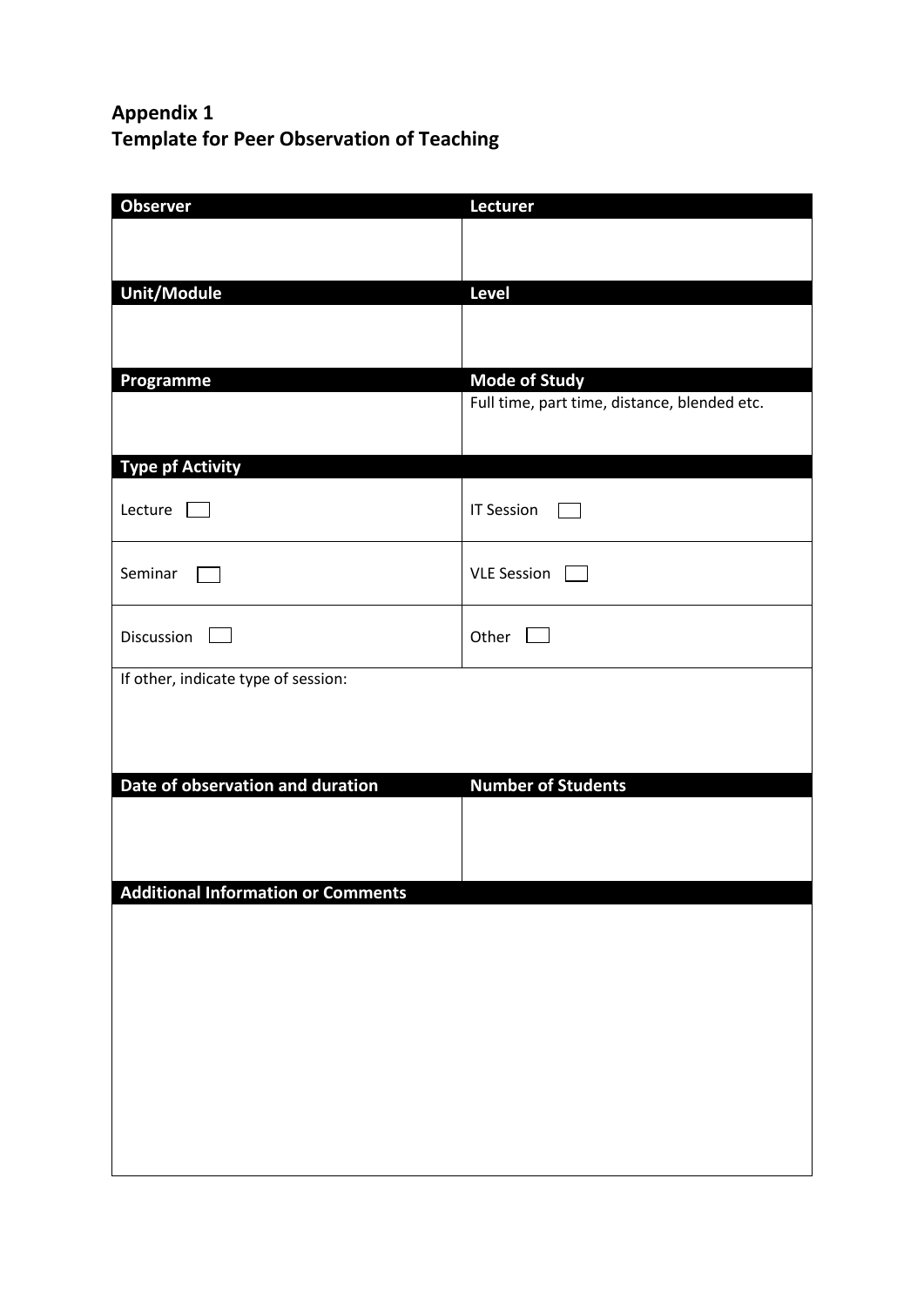## Appendix 1
## Template for Peer Observation of Teaching

| Observer | Lecturer |
| --- | --- |
| | |
| **Unit/Module** | **Level** |
| | |
| **Programme** | **Mode of Study** |
| | Full time, part time, distance, blended etc. |
| **Type pf Activity** | |
| Lecture ☐ | IT Session ☐ |
| Seminar ☐ | VLE Session ☐ |
| Discussion ☐ | Other ☐ |
| If other, indicate type of session: | |
| **Date of observation and duration** | **Number of Students** |
| | |
| **Additional Information or Comments** | |
| | |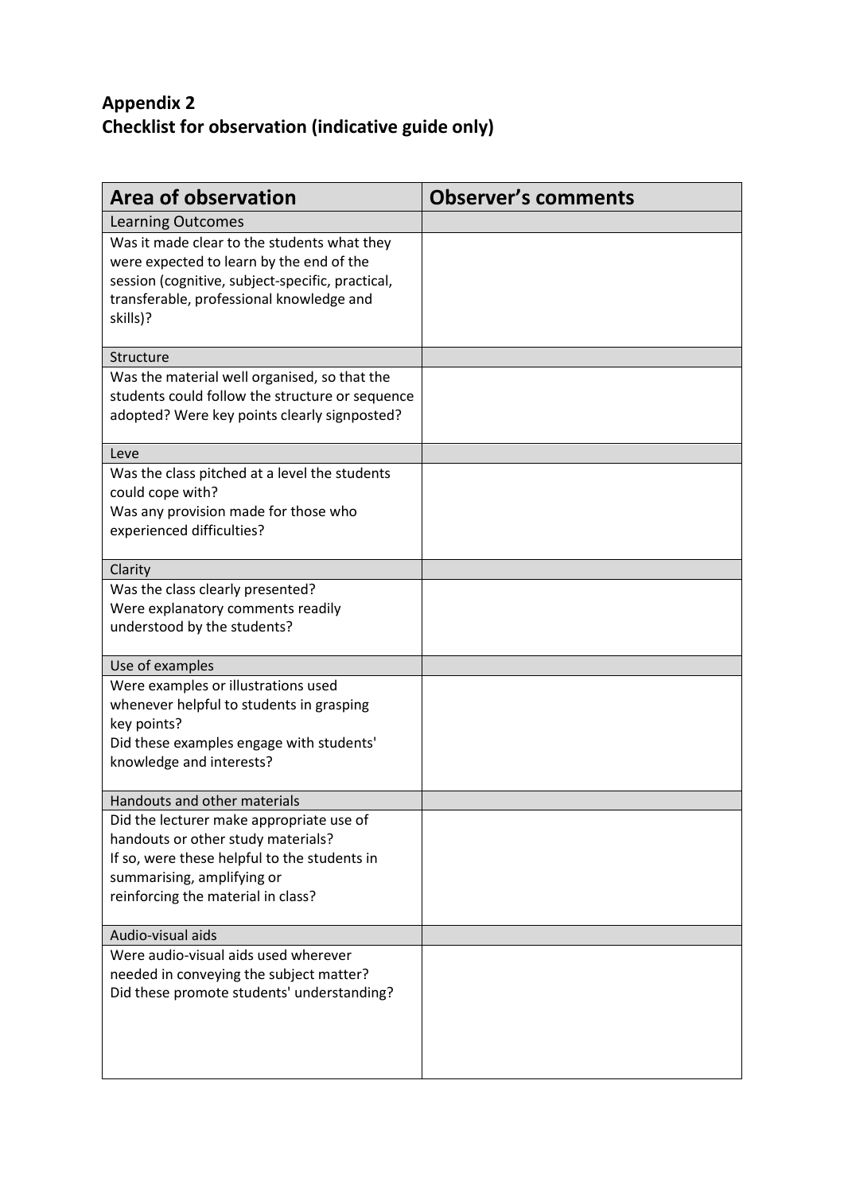## Appendix 2
## Checklist for observation (indicative guide only)

| Area of observation | Observer's comments |
|---|---|
| Learning Outcomes | |
| Was it made clear to the students what they were expected to learn by the end of the session (cognitive, subject-specific, practical, transferable, professional knowledge and skills)? | |
| Structure | |
| Was the material well organised, so that the students could follow the structure or sequence adopted? Were key points clearly signposted? | |
| Leve | |
| Was the class pitched at a level the students could cope with? Was any provision made for those who experienced difficulties? | |
| Clarity | |
| Was the class clearly presented? Were explanatory comments readily understood by the students? | |
| Use of examples | |
| Were examples or illustrations used whenever helpful to students in grasping key points? Did these examples engage with students' knowledge and interests? | |
| Handouts and other materials | |
| Did the lecturer make appropriate use of handouts or other study materials? If so, were these helpful to the students in summarising, amplifying or reinforcing the material in class? | |
| Audio-visual aids | |
| Were audio-visual aids used wherever needed in conveying the subject matter? Did these promote students' understanding? | |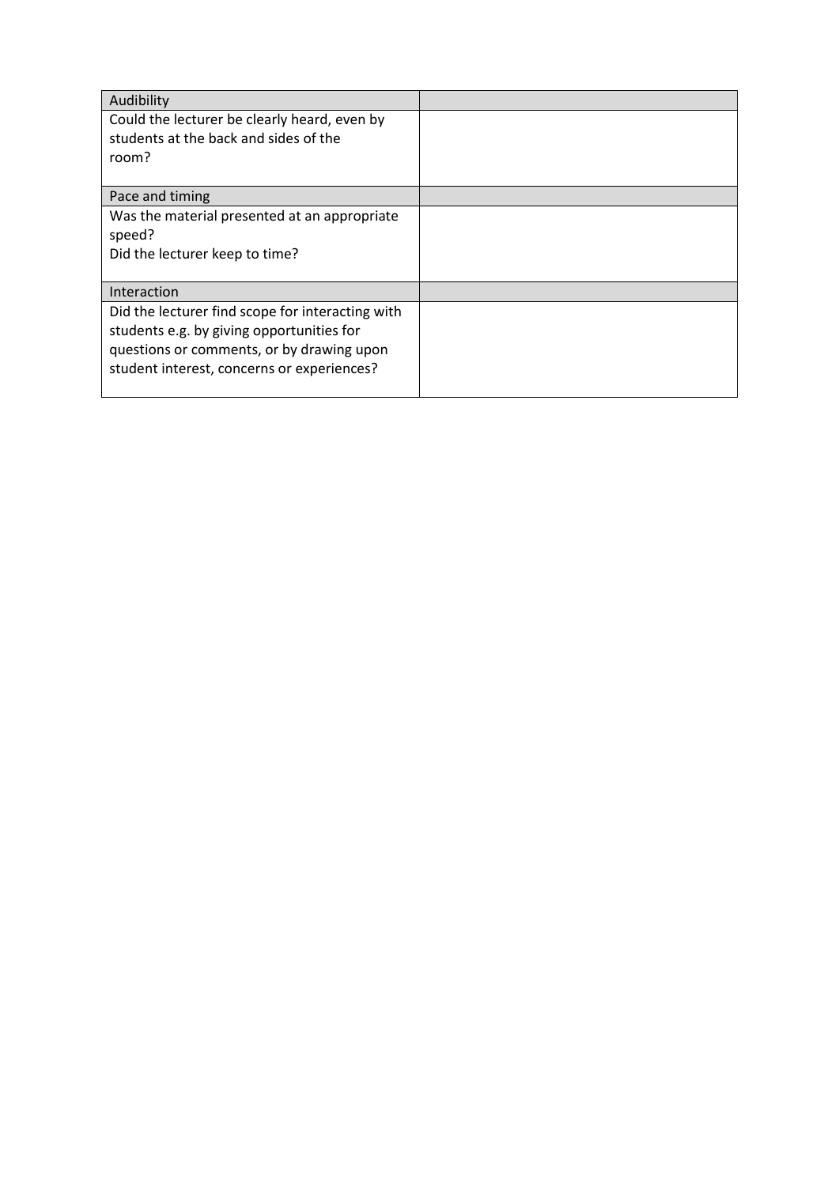| | |
|---|---|
| Audibility | |
| Could the lecturer be clearly heard, even by students at the back and sides of the room? | |
| Pace and timing | |
| Was the material presented at an appropriate speed?<br>Did the lecturer keep to time? | |
| Interaction | |
| Did the lecturer find scope for interacting with students e.g. by giving opportunities for questions or comments, or by drawing upon student interest, concerns or experiences? | |